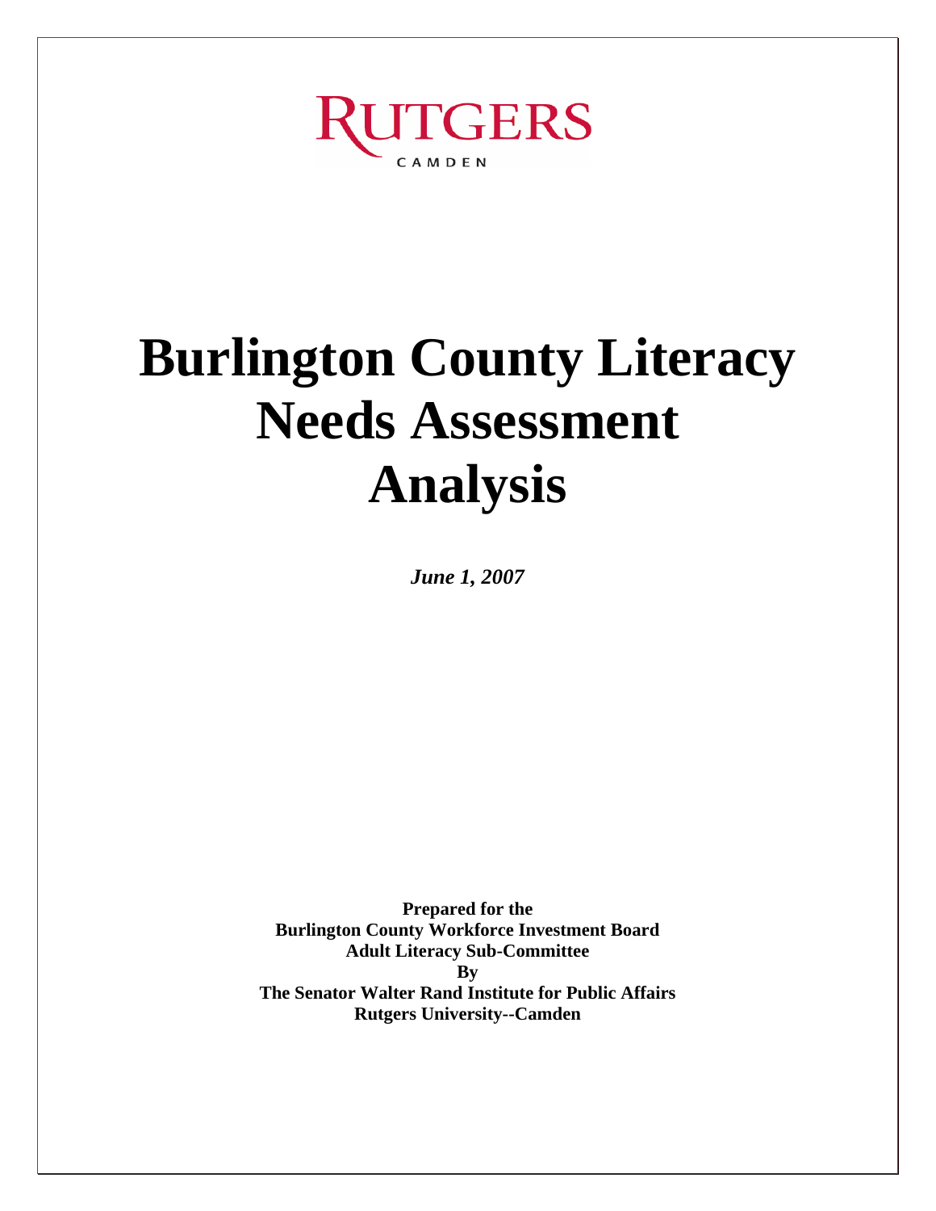RUTGERS

CAMDEN

# Burlington County Literacy Needs Assessment Analysis

*June 1, 2007*

**Prepared for the**
**Burlington County Workforce Investment Board**
**Adult Literacy Sub-Committee**
**By**
**The Senator Walter Rand Institute for Public Affairs**
**Rutgers University--Camden**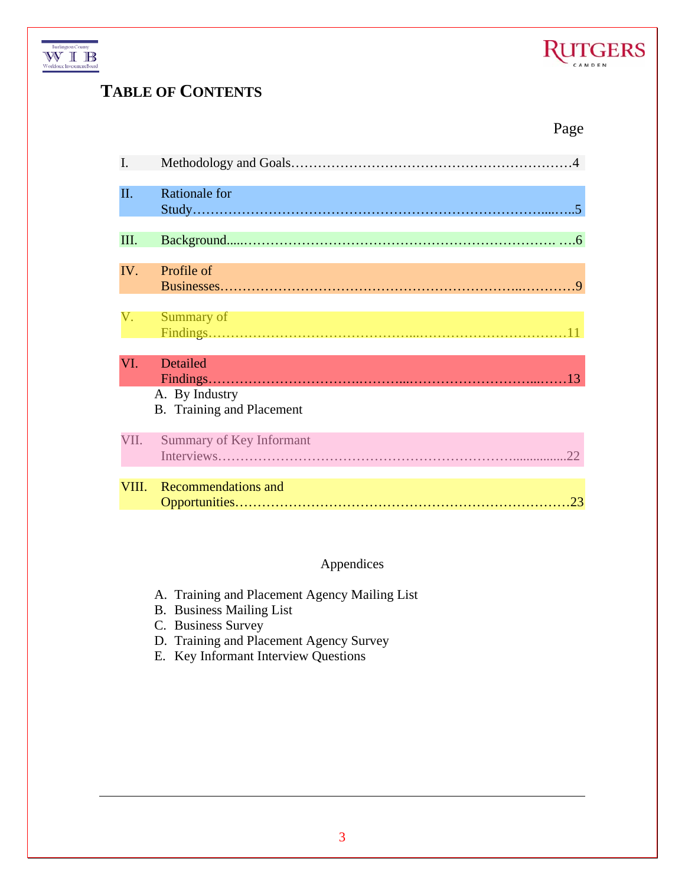# TABLE OF CONTENTS

| | | Page |
|---|---|---|
| I. | Methodology and Goals | 4 |
| II. | Rationale for Study | 5 |
| III. | Background | 6 |
| IV. | Profile of Businesses | 9 |
| V. | Summary of Findings | 11 |
| VI. | Detailed Findings<br>A. By Industry<br>B. Training and Placement | 13 |
| VII. | Summary of Key Informant Interviews | 22 |
| VIII. | Recommendations and Opportunities | 23 |

Appendices

A. Training and Placement Agency Mailing List
B. Business Mailing List
C. Business Survey
D. Training and Placement Agency Survey
E. Key Informant Interview Questions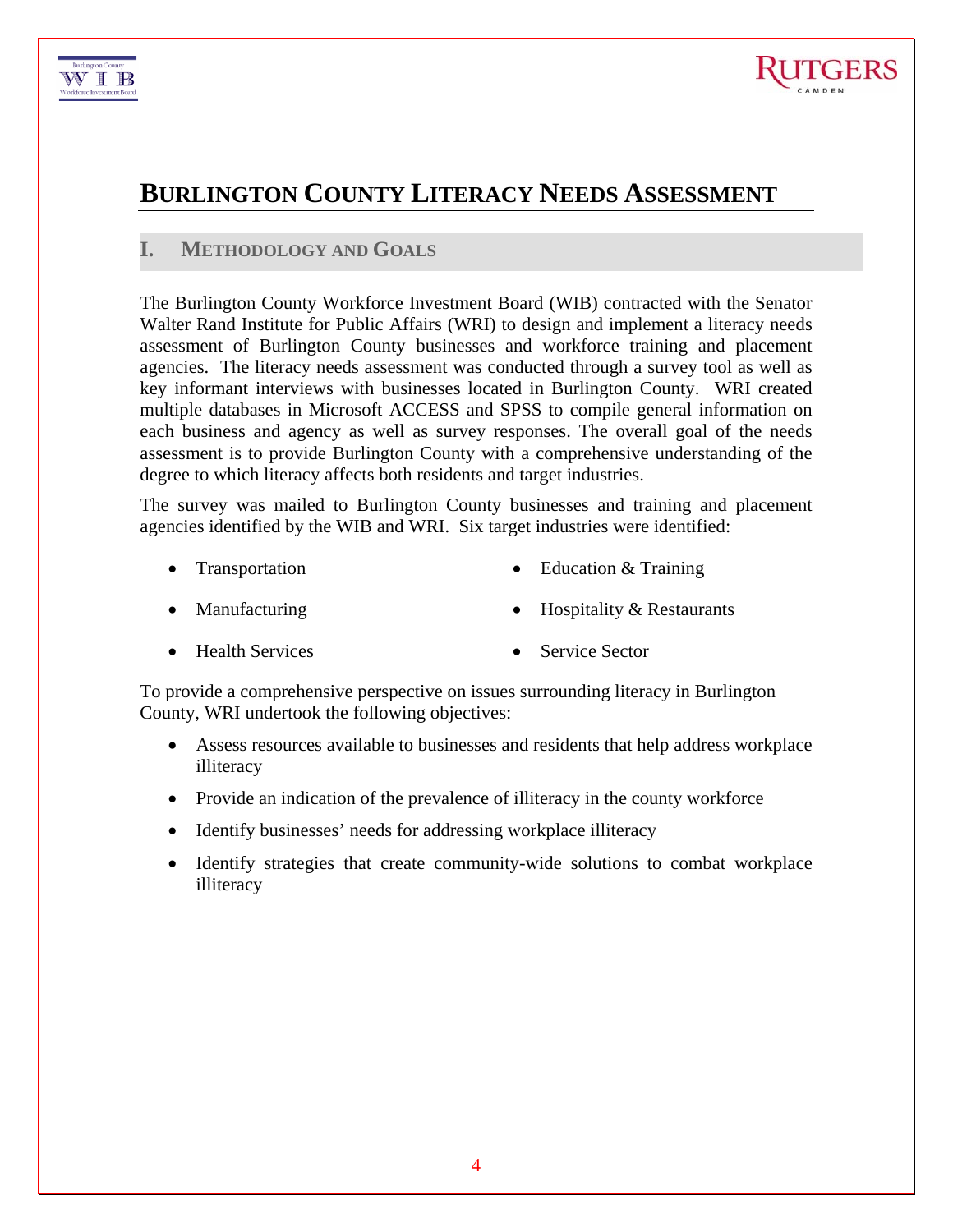# BURLINGTON COUNTY LITERACY NEEDS ASSESSMENT

## I. METHODOLOGY AND GOALS

The Burlington County Workforce Investment Board (WIB) contracted with the Senator Walter Rand Institute for Public Affairs (WRI) to design and implement a literacy needs assessment of Burlington County businesses and workforce training and placement agencies. The literacy needs assessment was conducted through a survey tool as well as key informant interviews with businesses located in Burlington County. WRI created multiple databases in Microsoft ACCESS and SPSS to compile general information on each business and agency as well as survey responses. The overall goal of the needs assessment is to provide Burlington County with a comprehensive understanding of the degree to which literacy affects both residents and target industries.

The survey was mailed to Burlington County businesses and training and placement agencies identified by the WIB and WRI. Six target industries were identified:

- Transportation
- Manufacturing
- Health Services
- Education & Training
- Hospitality & Restaurants
- Service Sector

To provide a comprehensive perspective on issues surrounding literacy in Burlington County, WRI undertook the following objectives:

- Assess resources available to businesses and residents that help address workplace illiteracy
- Provide an indication of the prevalence of illiteracy in the county workforce
- Identify businesses' needs for addressing workplace illiteracy
- Identify strategies that create community-wide solutions to combat workplace illiteracy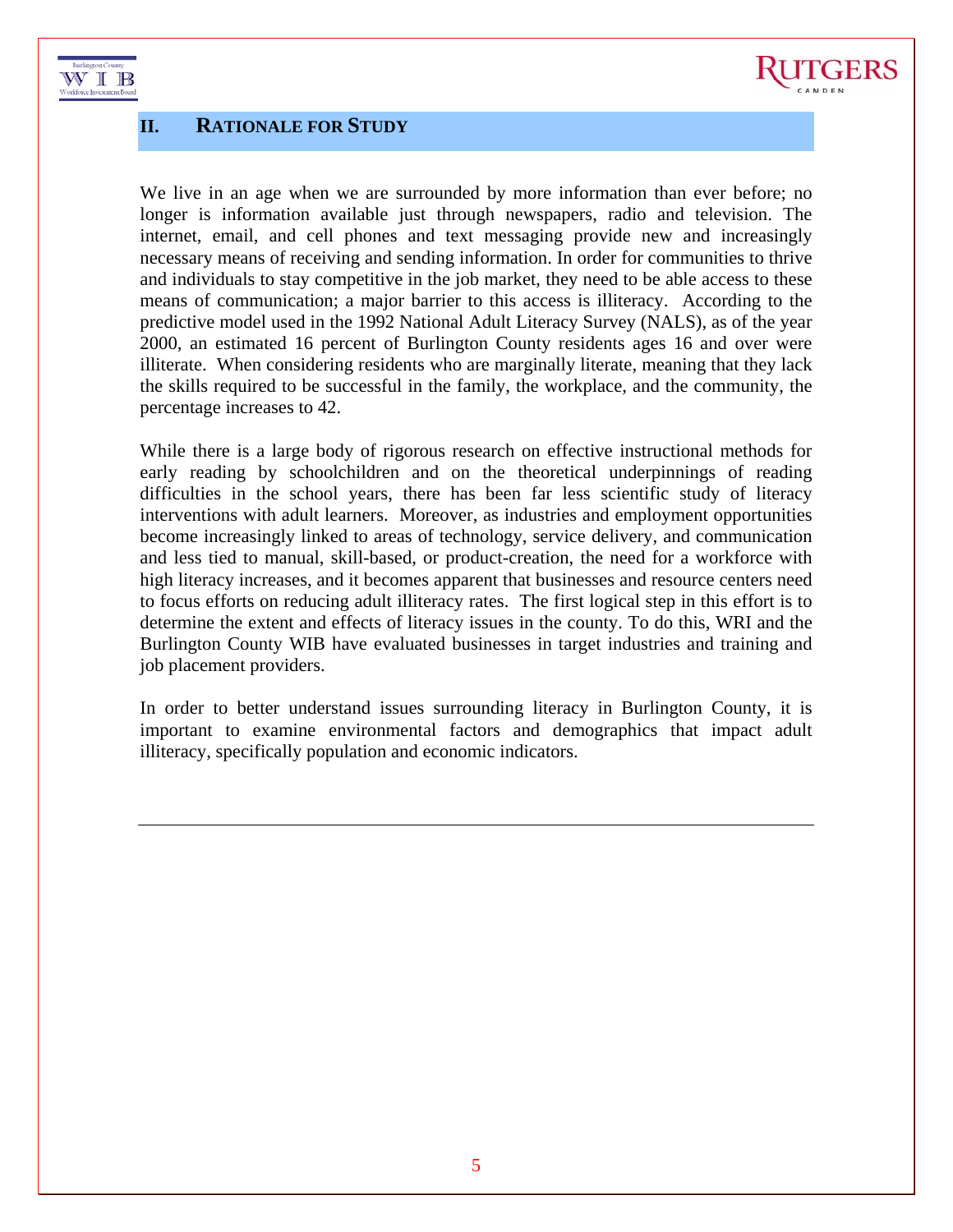## II. RATIONALE FOR STUDY

We live in an age when we are surrounded by more information than ever before; no longer is information available just through newspapers, radio and television. The internet, email, and cell phones and text messaging provide new and increasingly necessary means of receiving and sending information. In order for communities to thrive and individuals to stay competitive in the job market, they need to be able access to these means of communication; a major barrier to this access is illiteracy. According to the predictive model used in the 1992 National Adult Literacy Survey (NALS), as of the year 2000, an estimated 16 percent of Burlington County residents ages 16 and over were illiterate. When considering residents who are marginally literate, meaning that they lack the skills required to be successful in the family, the workplace, and the community, the percentage increases to 42.

While there is a large body of rigorous research on effective instructional methods for early reading by schoolchildren and on the theoretical underpinnings of reading difficulties in the school years, there has been far less scientific study of literacy interventions with adult learners. Moreover, as industries and employment opportunities become increasingly linked to areas of technology, service delivery, and communication and less tied to manual, skill-based, or product-creation, the need for a workforce with high literacy increases, and it becomes apparent that businesses and resource centers need to focus efforts on reducing adult illiteracy rates. The first logical step in this effort is to determine the extent and effects of literacy issues in the county. To do this, WRI and the Burlington County WIB have evaluated businesses in target industries and training and job placement providers.

In order to better understand issues surrounding literacy in Burlington County, it is important to examine environmental factors and demographics that impact adult illiteracy, specifically population and economic indicators.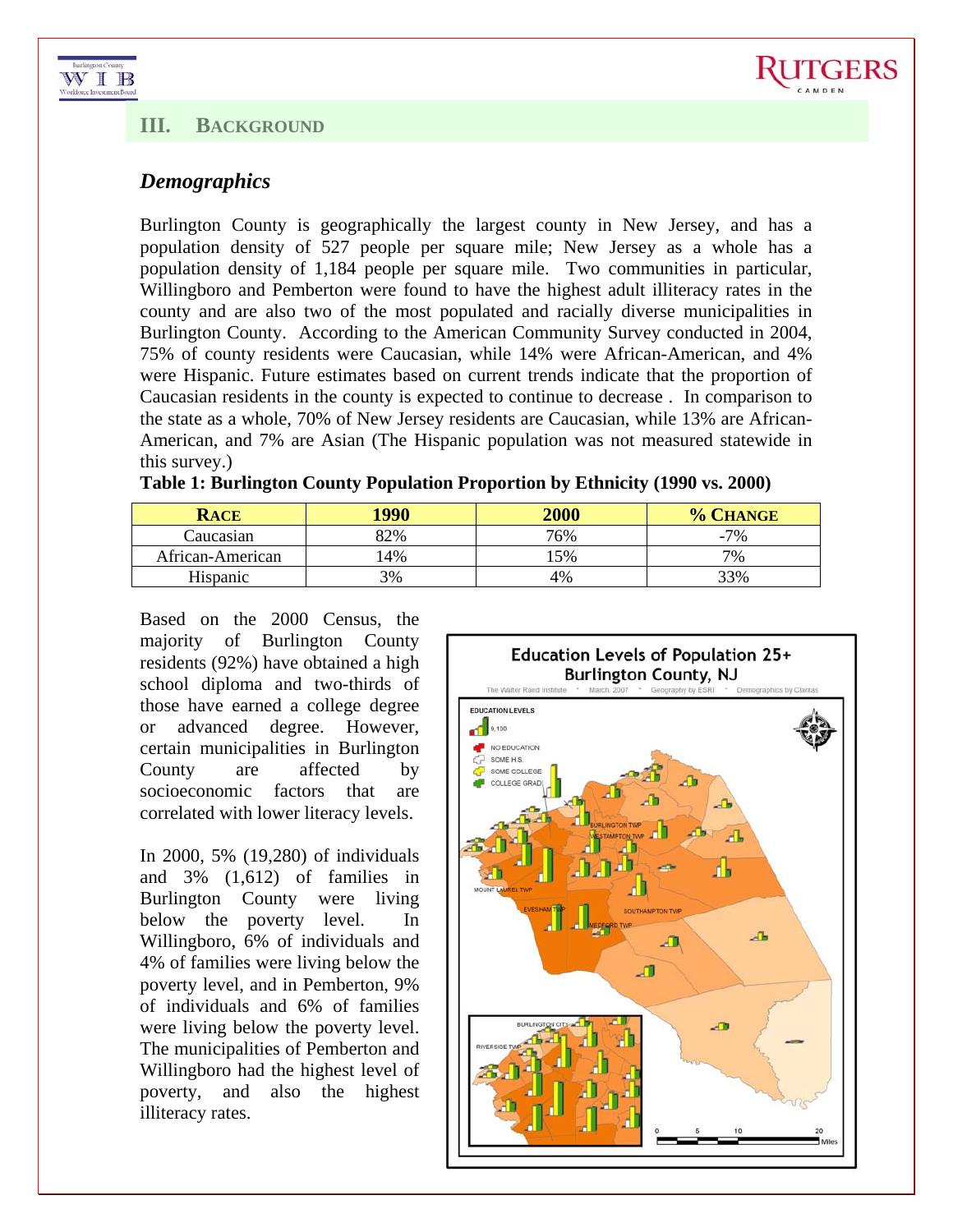## III. Background

### *Demographics*

Burlington County is geographically the largest county in New Jersey, and has a population density of 527 people per square mile; New Jersey as a whole has a population density of 1,184 people per square mile. Two communities in particular, Willingboro and Pemberton were found to have the highest adult illiteracy rates in the county and are also two of the most populated and racially diverse municipalities in Burlington County. According to the American Community Survey conducted in 2004, 75% of county residents were Caucasian, while 14% were African-American, and 4% were Hispanic. Future estimates based on current trends indicate that the proportion of Caucasian residents in the county is expected to continue to decrease . In comparison to the state as a whole, 70% of New Jersey residents are Caucasian, while 13% are African-American, and 7% are Asian (The Hispanic population was not measured statewide in this survey.)

**Table 1: Burlington County Population Proportion by Ethnicity (1990 vs. 2000)**

| Race | 1990 | 2000 | % Change |
|---|---|---|---|
| Caucasian | 82% | 76% | -7% |
| African-American | 14% | 15% | 7% |
| Hispanic | 3% | 4% | 33% |

Based on the 2000 Census, the majority of Burlington County residents (92%) have obtained a high school diploma and two-thirds of those have earned a college degree or advanced degree. However, certain municipalities in Burlington County are affected by socioeconomic factors that are correlated with lower literacy levels.

In 2000, 5% (19,280) of individuals and 3% (1,612) of families in Burlington County were living below the poverty level. In Willingboro, 6% of individuals and 4% of families were living below the poverty level, and in Pemberton, 9% of individuals and 6% of families were living below the poverty level. The municipalities of Pemberton and Willingboro had the highest level of poverty, and also the highest illiteracy rates.

Education Levels of Population 25+
Burlington County, NJ
The Walter Rand Institute * March 2007 * Geography by ESRI * Demographics by Claritas

EDUCATION LEVELS
9,100
NO EDUCATION
SOME H.S.
SOME COLLEGE
COLLEGE GRAD

BURLINGTON TWP
WESTAMPTON TWP
MOUNT LAUREL TWP
EVESHAM TWP
MEDFORD TWP
SOUTHAMPTON TWP
BURLINGTON CITY
RIVERSIDE TWP

0 5 10 20 Miles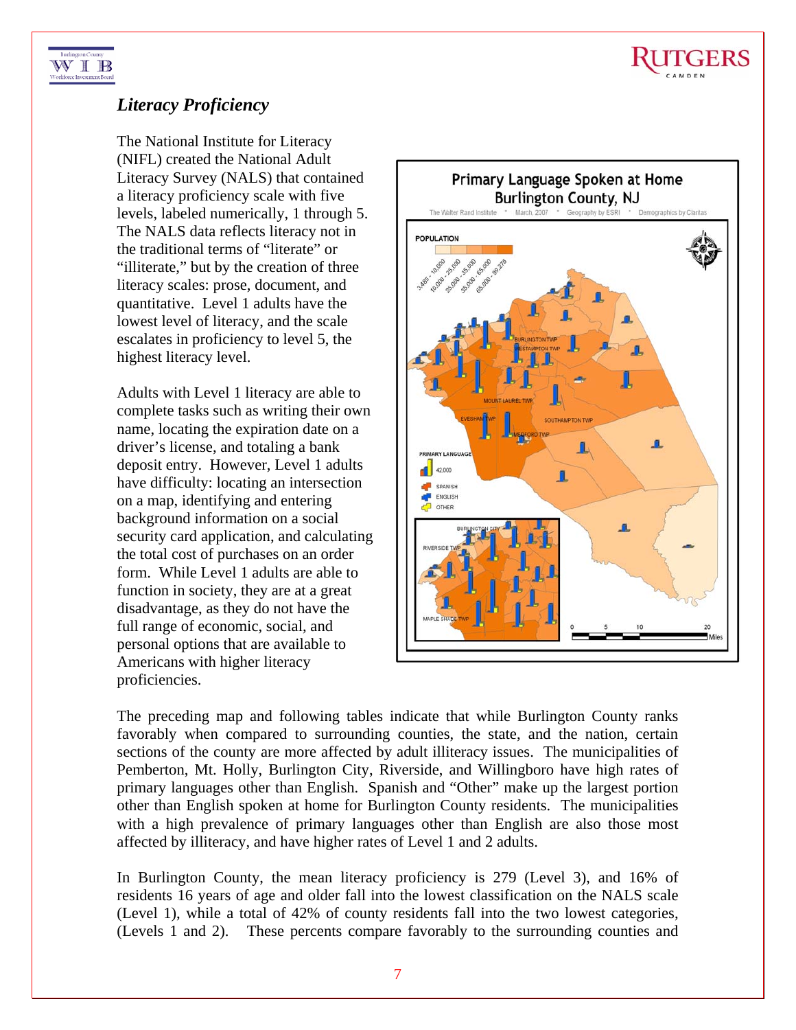## *Literacy Proficiency*

The National Institute for Literacy (NIFL) created the National Adult Literacy Survey (NALS) that contained a literacy proficiency scale with five levels, labeled numerically, 1 through 5. The NALS data reflects literacy not in the traditional terms of "literate" or "illiterate," but by the creation of three literacy scales: prose, document, and quantitative. Level 1 adults have the lowest level of literacy, and the scale escalates in proficiency to level 5, the highest literacy level.

Adults with Level 1 literacy are able to complete tasks such as writing their own name, locating the expiration date on a driver's license, and totaling a bank deposit entry. However, Level 1 adults have difficulty: locating an intersection on a map, identifying and entering background information on a social security card application, and calculating the total cost of purchases on an order form. While Level 1 adults are able to function in society, they are at a great disadvantage, as they do not have the full range of economic, social, and personal options that are available to Americans with higher literacy proficiencies.

Primary Language Spoken at Home
Burlington County, NJ
The Walter Rand Institute * March 2007 * Geography by ESRI * Demographics by Claritas

POPULATION
3,485 - 10,000
10,000 - 25,000
25,000 - 35,000
35,000 - 65,000
65,000 - 99,276

PRIMARY LANGUAGE
42,000
SPANISH
ENGLISH
OTHER

BURLINGTON TWP
WESTAMPTON TWP
MOUNT LAUREL TWP
EVESHAM TWP
SOUTHAMPTON TWP
MEDFORD TWP
BURLINGTON CITY
RIVERSIDE TWP
MAPLE SHADE TWP

0 5 10 20 Miles

The preceding map and following tables indicate that while Burlington County ranks favorably when compared to surrounding counties, the state, and the nation, certain sections of the county are more affected by adult illiteracy issues. The municipalities of Pemberton, Mt. Holly, Burlington City, Riverside, and Willingboro have high rates of primary languages other than English. Spanish and "Other" make up the largest portion other than English spoken at home for Burlington County residents. The municipalities with a high prevalence of primary languages other than English are also those most affected by illiteracy, and have higher rates of Level 1 and 2 adults.

In Burlington County, the mean literacy proficiency is 279 (Level 3), and 16% of residents 16 years of age and older fall into the lowest classification on the NALS scale (Level 1), while a total of 42% of county residents fall into the two lowest categories, (Levels 1 and 2). These percents compare favorably to the surrounding counties and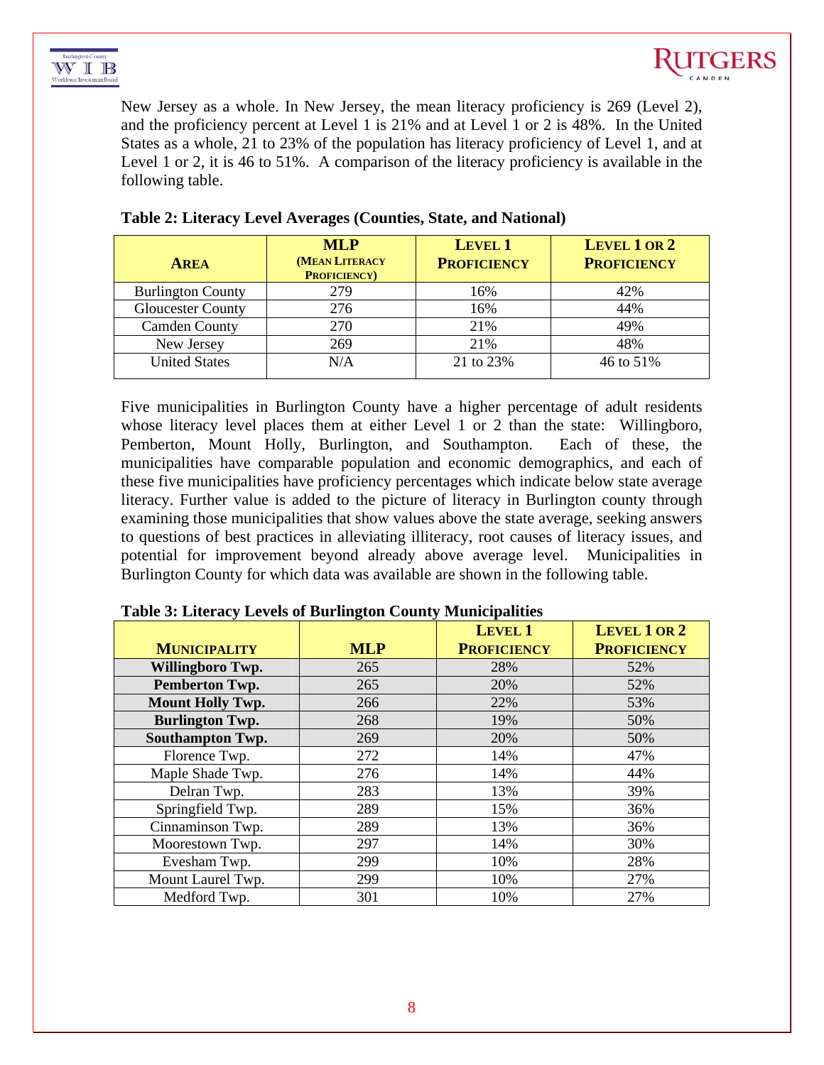New Jersey as a whole. In New Jersey, the mean literacy proficiency is 269 (Level 2), and the proficiency percent at Level 1 is 21% and at Level 1 or 2 is 48%. In the United States as a whole, 21 to 23% of the population has literacy proficiency of Level 1, and at Level 1 or 2, it is 46 to 51%. A comparison of the literacy proficiency is available in the following table.

**Table 2: Literacy Level Averages (Counties, State, and National)**

| AREA | MLP (MEAN LITERACY PROFICIENCY) | LEVEL 1 PROFICIENCY | LEVEL 1 OR 2 PROFICIENCY |
|---|---|---|---|
| Burlington County | 279 | 16% | 42% |
| Gloucester County | 276 | 16% | 44% |
| Camden County | 270 | 21% | 49% |
| New Jersey | 269 | 21% | 48% |
| United States | N/A | 21 to 23% | 46 to 51% |

Five municipalities in Burlington County have a higher percentage of adult residents whose literacy level places them at either Level 1 or 2 than the state: Willingboro, Pemberton, Mount Holly, Burlington, and Southampton. Each of these, the municipalities have comparable population and economic demographics, and each of these five municipalities have proficiency percentages which indicate below state average literacy. Further value is added to the picture of literacy in Burlington county through examining those municipalities that show values above the state average, seeking answers to questions of best practices in alleviating illiteracy, root causes of literacy issues, and potential for improvement beyond already above average level. Municipalities in Burlington County for which data was available are shown in the following table.

**Table 3: Literacy Levels of Burlington County Municipalities**

| MUNICIPALITY | MLP | LEVEL 1 PROFICIENCY | LEVEL 1 OR 2 PROFICIENCY |
|---|---|---|---|
| **Willingboro Twp.** | 265 | 28% | 52% |
| **Pemberton Twp.** | 265 | 20% | 52% |
| **Mount Holly Twp.** | 266 | 22% | 53% |
| **Burlington Twp.** | 268 | 19% | 50% |
| **Southampton Twp.** | 269 | 20% | 50% |
| Florence Twp. | 272 | 14% | 47% |
| Maple Shade Twp. | 276 | 14% | 44% |
| Delran Twp. | 283 | 13% | 39% |
| Springfield Twp. | 289 | 15% | 36% |
| Cinnaminson Twp. | 289 | 13% | 36% |
| Moorestown Twp. | 297 | 14% | 30% |
| Evesham Twp. | 299 | 10% | 28% |
| Mount Laurel Twp. | 299 | 10% | 27% |
| Medford Twp. | 301 | 10% | 27% |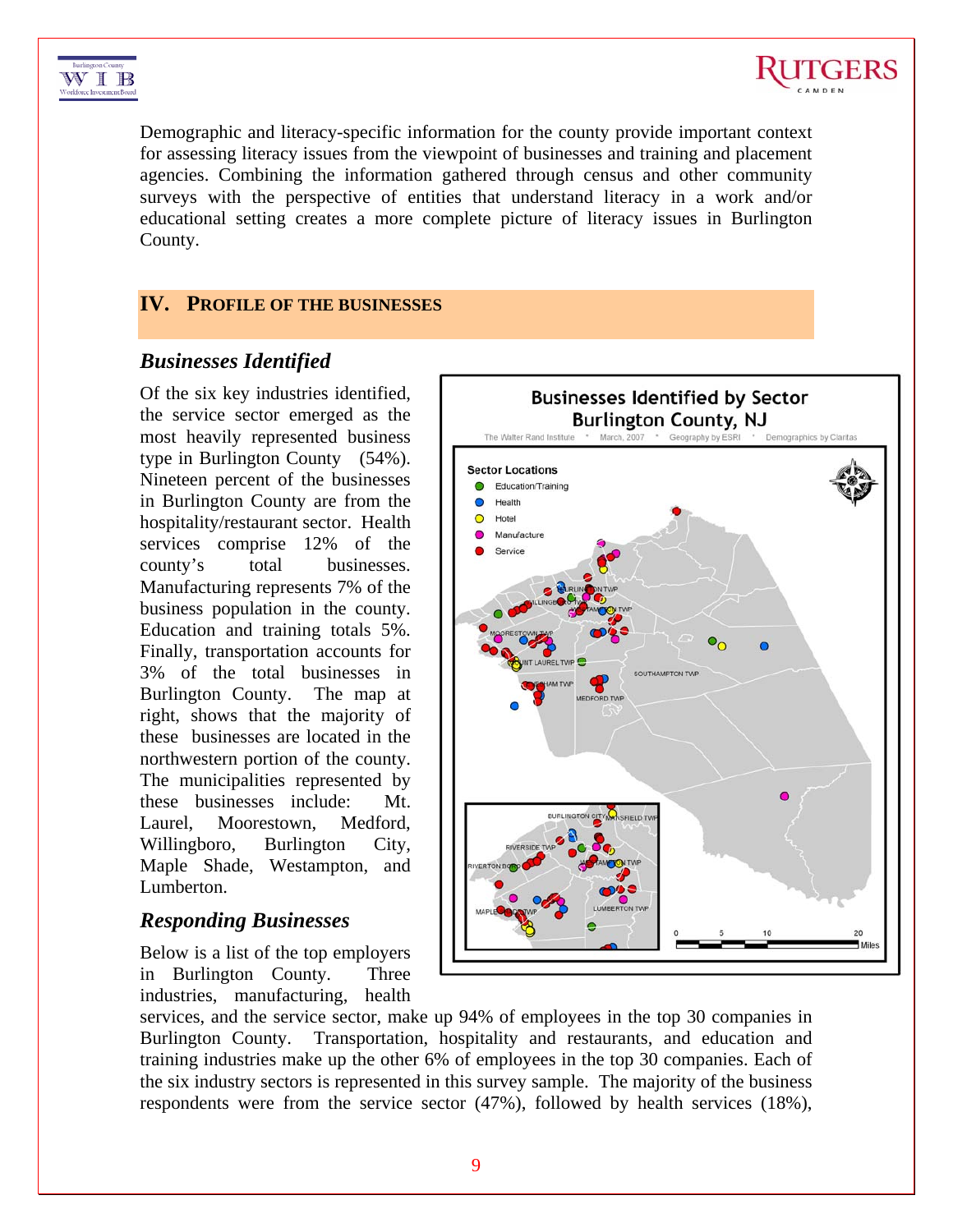Demographic and literacy-specific information for the county provide important context for assessing literacy issues from the viewpoint of businesses and training and placement agencies. Combining the information gathered through census and other community surveys with the perspective of entities that understand literacy in a work and/or educational setting creates a more complete picture of literacy issues in Burlington County.

## IV. PROFILE OF THE BUSINESSES

### *Businesses Identified*

Of the six key industries identified, the service sector emerged as the most heavily represented business type in Burlington County (54%). Nineteen percent of the businesses in Burlington County are from the hospitality/restaurant sector. Health services comprise 12% of the county's total businesses. Manufacturing represents 7% of the business population in the county. Education and training totals 5%. Finally, transportation accounts for 3% of the total businesses in Burlington County. The map at right, shows that the majority of these businesses are located in the northwestern portion of the county. The municipalities represented by these businesses include: Mt. Laurel, Moorestown, Medford, Willingboro, Burlington City, Maple Shade, Westampton, and Lumberton.

Businesses Identified by Sector
Burlington County, NJ
The Walter Rand Institute * March, 2007 * Geography by ESRI * Demographics by Claritas

Sector Locations
Education/Training
Health
Hotel
Manufacture
Service

BURLINGTON TWP
WILLINGBORO TWP
WESTAMPTON TWP
MOORESTOWN TWP
MOUNT LAUREL TWP
EVESHAM TWP
MEDFORD TWP
SOUTHAMPTON TWP
BURLINGTON CITY
MANSFIELD TWP
RIVERSIDE TWP
RIVERTON BORO
MAPLE SHADE TWP
LUMBERTON TWP

0 5 10 20 Miles

### *Responding Businesses*

Below is a list of the top employers in Burlington County. Three industries, manufacturing, health services, and the service sector, make up 94% of employees in the top 30 companies in Burlington County. Transportation, hospitality and restaurants, and education and training industries make up the other 6% of employees in the top 30 companies. Each of the six industry sectors is represented in this survey sample. The majority of the business respondents were from the service sector (47%), followed by health services (18%),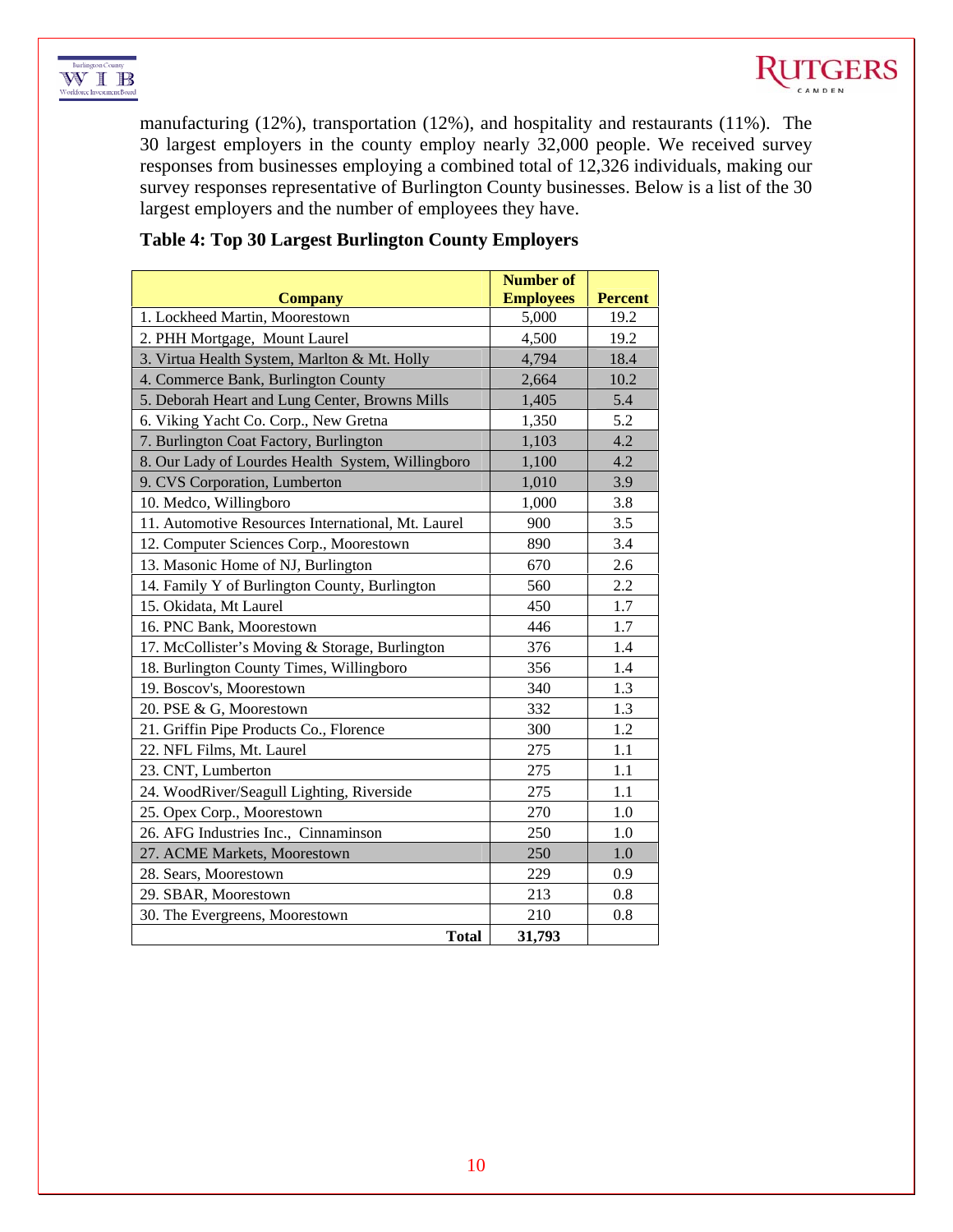manufacturing (12%), transportation (12%), and hospitality and restaurants (11%). The 30 largest employers in the county employ nearly 32,000 people. We received survey responses from businesses employing a combined total of 12,326 individuals, making our survey responses representative of Burlington County businesses. Below is a list of the 30 largest employers and the number of employees they have.

**Table 4: Top 30 Largest Burlington County Employers**

| Company | Number of Employees | Percent |
|---|---|---|
| 1. Lockheed Martin, Moorestown | 5,000 | 19.2 |
| 2. PHH Mortgage, Mount Laurel | 4,500 | 19.2 |
| 3. Virtua Health System, Marlton & Mt. Holly | 4,794 | 18.4 |
| 4. Commerce Bank, Burlington County | 2,664 | 10.2 |
| 5. Deborah Heart and Lung Center, Browns Mills | 1,405 | 5.4 |
| 6. Viking Yacht Co. Corp., New Gretna | 1,350 | 5.2 |
| 7. Burlington Coat Factory, Burlington | 1,103 | 4.2 |
| 8. Our Lady of Lourdes Health System, Willingboro | 1,100 | 4.2 |
| 9. CVS Corporation, Lumberton | 1,010 | 3.9 |
| 10. Medco, Willingboro | 1,000 | 3.8 |
| 11. Automotive Resources International, Mt. Laurel | 900 | 3.5 |
| 12. Computer Sciences Corp., Moorestown | 890 | 3.4 |
| 13. Masonic Home of NJ, Burlington | 670 | 2.6 |
| 14. Family Y of Burlington County, Burlington | 560 | 2.2 |
| 15. Okidata, Mt Laurel | 450 | 1.7 |
| 16. PNC Bank, Moorestown | 446 | 1.7 |
| 17. McCollister's Moving & Storage, Burlington | 376 | 1.4 |
| 18. Burlington County Times, Willingboro | 356 | 1.4 |
| 19. Boscov's, Moorestown | 340 | 1.3 |
| 20. PSE & G, Moorestown | 332 | 1.3 |
| 21. Griffin Pipe Products Co., Florence | 300 | 1.2 |
| 22. NFL Films, Mt. Laurel | 275 | 1.1 |
| 23. CNT, Lumberton | 275 | 1.1 |
| 24. WoodRiver/Seagull Lighting, Riverside | 275 | 1.1 |
| 25. Opex Corp., Moorestown | 270 | 1.0 |
| 26. AFG Industries Inc., Cinnaminson | 250 | 1.0 |
| 27. ACME Markets, Moorestown | 250 | 1.0 |
| 28. Sears, Moorestown | 229 | 0.9 |
| 29. SBAR, Moorestown | 213 | 0.8 |
| 30. The Evergreens, Moorestown | 210 | 0.8 |
| **Total** | **31,793** | |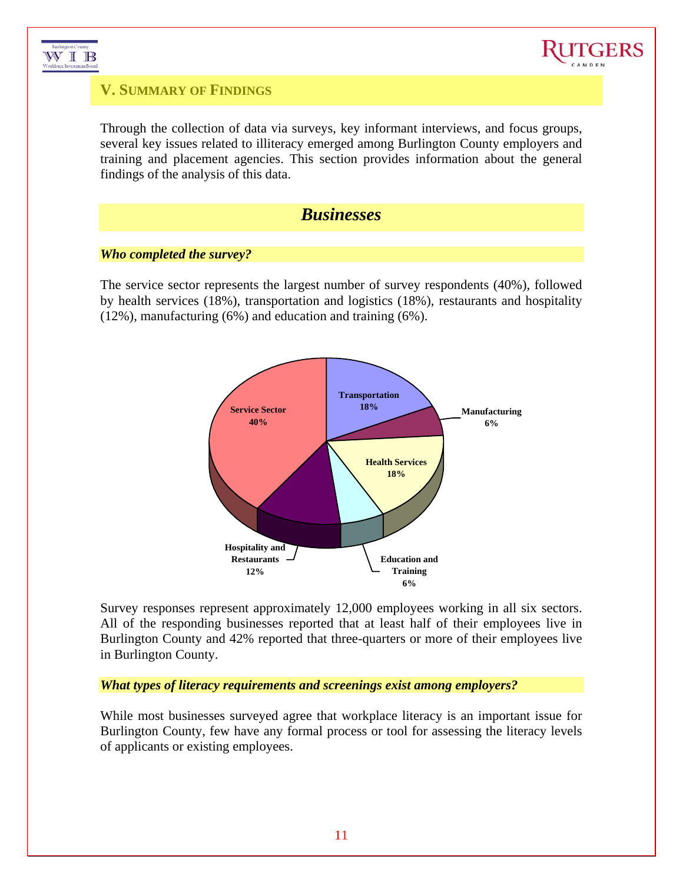## V. Summary of Findings

Through the collection of data via surveys, key informant interviews, and focus groups, several key issues related to illiteracy emerged among Burlington County employers and training and placement agencies. This section provides information about the general findings of the analysis of this data.

## *Businesses*

### *Who completed the survey?*

The service sector represents the largest number of survey respondents (40%), followed by health services (18%), transportation and logistics (18%), restaurants and hospitality (12%), manufacturing (6%) and education and training (6%).

Service Sector 40%
Transportation 18%
Manufacturing 6%
Health Services 18%
Education and Training 6%
Hospitality and Restaurants 12%

Survey responses represent approximately 12,000 employees working in all six sectors. All of the responding businesses reported that at least half of their employees live in Burlington County and 42% reported that three-quarters or more of their employees live in Burlington County.

### *What types of literacy requirements and screenings exist among employers?*

While most businesses surveyed agree that workplace literacy is an important issue for Burlington County, few have any formal process or tool for assessing the literacy levels of applicants or existing employees.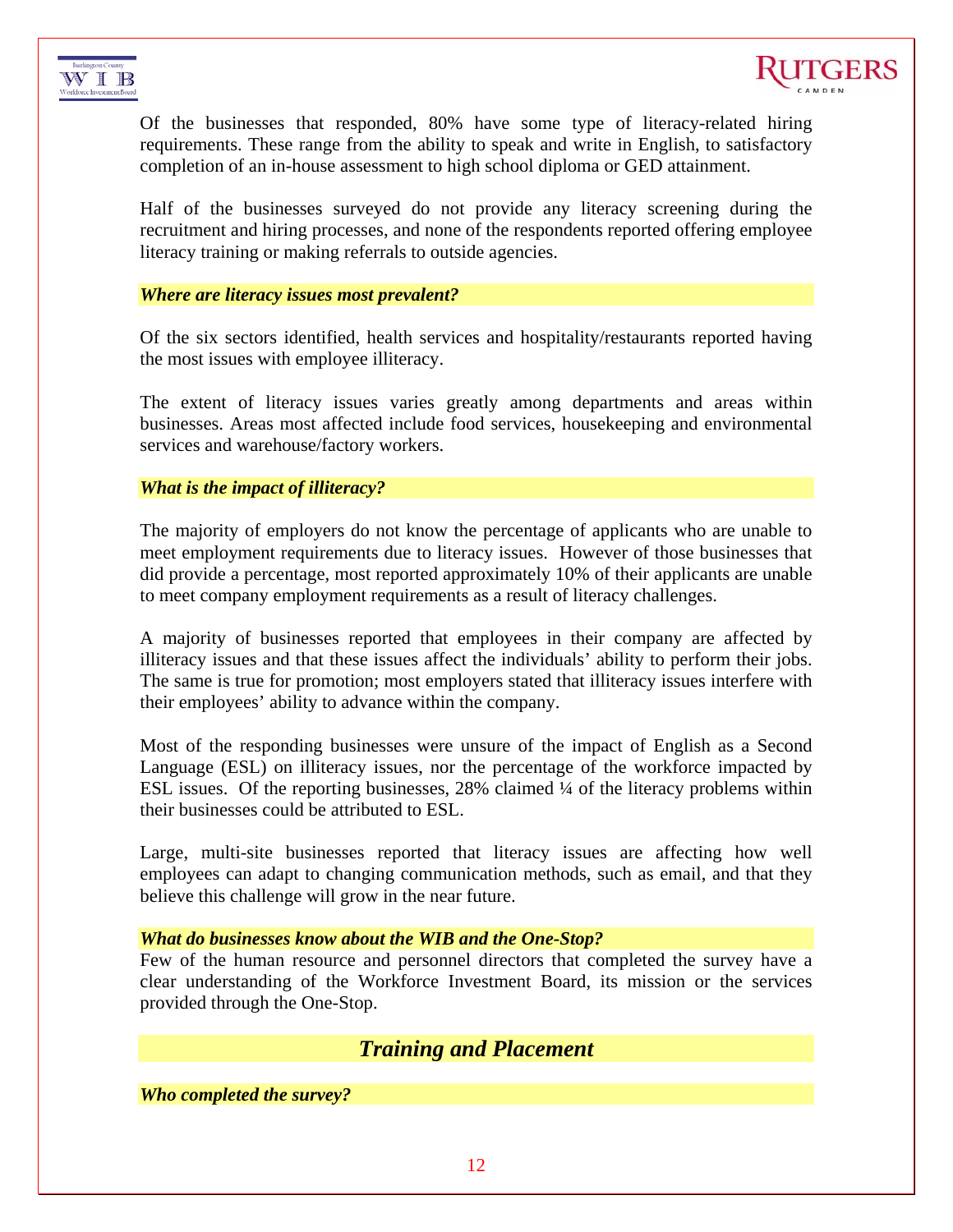Of the businesses that responded, 80% have some type of literacy-related hiring requirements. These range from the ability to speak and write in English, to satisfactory completion of an in-house assessment to high school diploma or GED attainment.

Half of the businesses surveyed do not provide any literacy screening during the recruitment and hiring processes, and none of the respondents reported offering employee literacy training or making referrals to outside agencies.

***Where are literacy issues most prevalent?***

Of the six sectors identified, health services and hospitality/restaurants reported having the most issues with employee illiteracy.

The extent of literacy issues varies greatly among departments and areas within businesses. Areas most affected include food services, housekeeping and environmental services and warehouse/factory workers.

***What is the impact of illiteracy?***

The majority of employers do not know the percentage of applicants who are unable to meet employment requirements due to literacy issues. However of those businesses that did provide a percentage, most reported approximately 10% of their applicants are unable to meet company employment requirements as a result of literacy challenges.

A majority of businesses reported that employees in their company are affected by illiteracy issues and that these issues affect the individuals' ability to perform their jobs. The same is true for promotion; most employers stated that illiteracy issues interfere with their employees' ability to advance within the company.

Most of the responding businesses were unsure of the impact of English as a Second Language (ESL) on illiteracy issues, nor the percentage of the workforce impacted by ESL issues. Of the reporting businesses, 28% claimed ¼ of the literacy problems within their businesses could be attributed to ESL.

Large, multi-site businesses reported that literacy issues are affecting how well employees can adapt to changing communication methods, such as email, and that they believe this challenge will grow in the near future.

***What do businesses know about the WIB and the One-Stop?***

Few of the human resource and personnel directors that completed the survey have a clear understanding of the Workforce Investment Board, its mission or the services provided through the One-Stop.

## *Training and Placement*

***Who completed the survey?***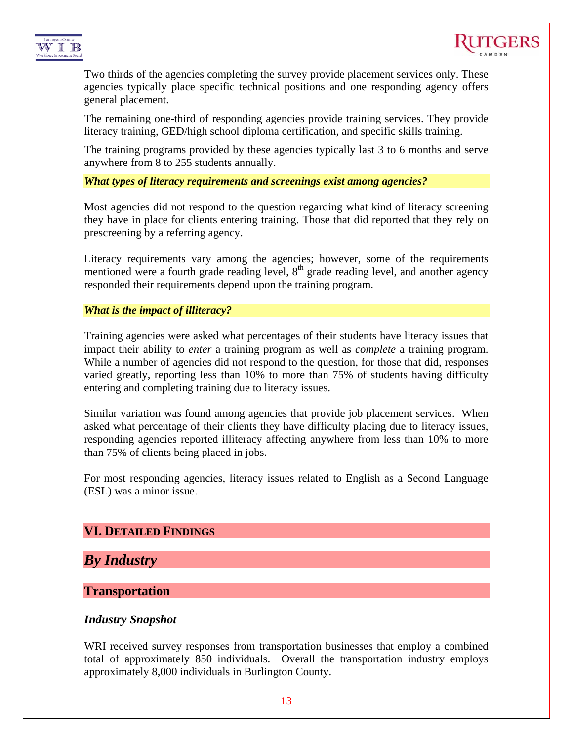Two thirds of the agencies completing the survey provide placement services only. These agencies typically place specific technical positions and one responding agency offers general placement.

The remaining one-third of responding agencies provide training services. They provide literacy training, GED/high school diploma certification, and specific skills training.

The training programs provided by these agencies typically last 3 to 6 months and serve anywhere from 8 to 255 students annually.

***What types of literacy requirements and screenings exist among agencies?***

Most agencies did not respond to the question regarding what kind of literacy screening they have in place for clients entering training. Those that did reported that they rely on prescreening by a referring agency.

Literacy requirements vary among the agencies; however, some of the requirements mentioned were a fourth grade reading level, 8th grade reading level, and another agency responded their requirements depend upon the training program.

***What is the impact of illiteracy?***

Training agencies were asked what percentages of their students have literacy issues that impact their ability to *enter* a training program as well as *complete* a training program. While a number of agencies did not respond to the question, for those that did, responses varied greatly, reporting less than 10% to more than 75% of students having difficulty entering and completing training due to literacy issues.

Similar variation was found among agencies that provide job placement services. When asked what percentage of their clients they have difficulty placing due to literacy issues, responding agencies reported illiteracy affecting anywhere from less than 10% to more than 75% of clients being placed in jobs.

For most responding agencies, literacy issues related to English as a Second Language (ESL) was a minor issue.

## VI. DETAILED FINDINGS

## *By Industry*

### Transportation

#### *Industry Snapshot*

WRI received survey responses from transportation businesses that employ a combined total of approximately 850 individuals. Overall the transportation industry employs approximately 8,000 individuals in Burlington County.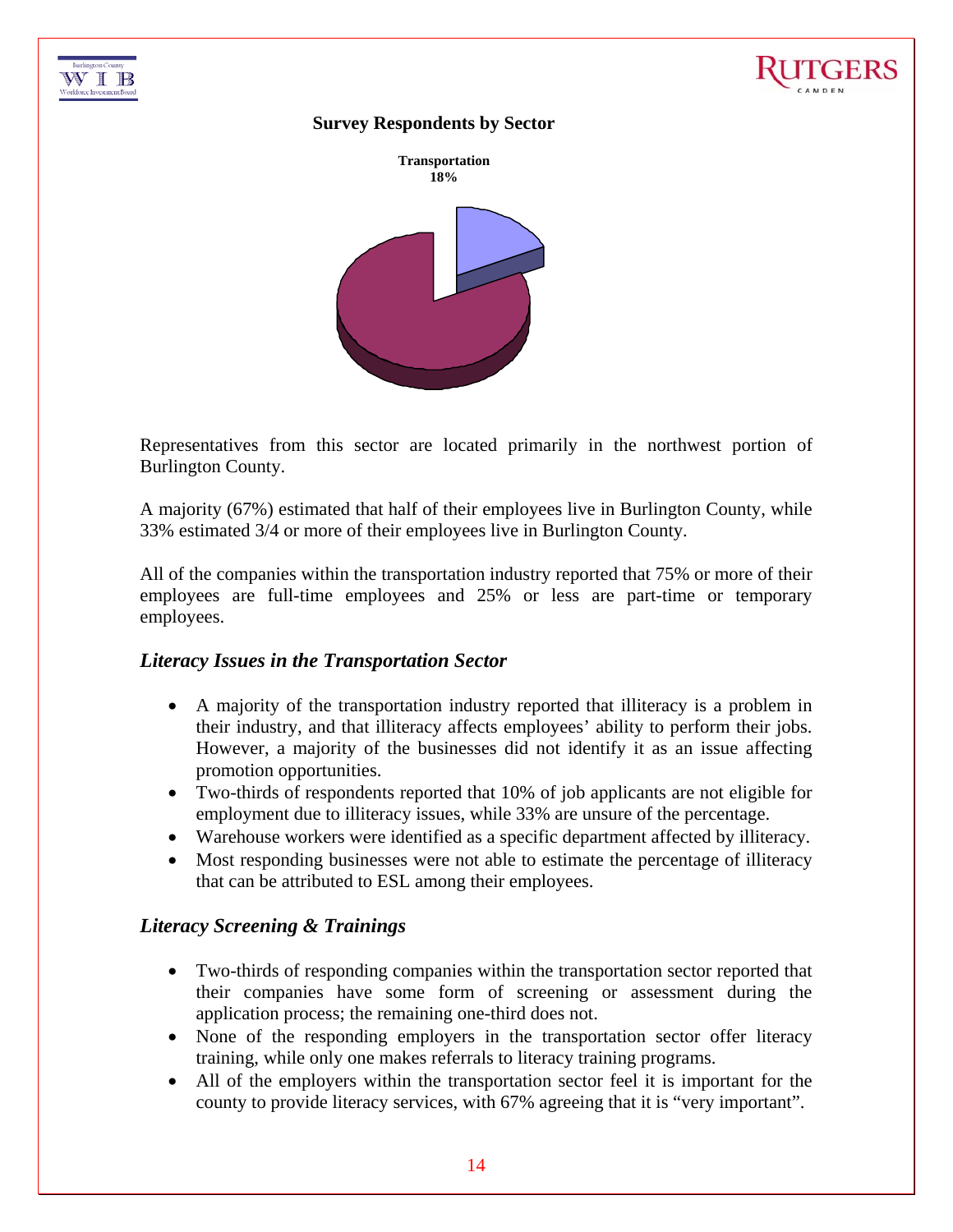**Survey Respondents by Sector**

Transportation
18%

Representatives from this sector are located primarily in the northwest portion of Burlington County.

A majority (67%) estimated that half of their employees live in Burlington County, while 33% estimated 3/4 or more of their employees live in Burlington County.

All of the companies within the transportation industry reported that 75% or more of their employees are full-time employees and 25% or less are part-time or temporary employees.

### *Literacy Issues in the Transportation Sector*

- A majority of the transportation industry reported that illiteracy is a problem in their industry, and that illiteracy affects employees' ability to perform their jobs. However, a majority of the businesses did not identify it as an issue affecting promotion opportunities.
- Two-thirds of respondents reported that 10% of job applicants are not eligible for employment due to illiteracy issues, while 33% are unsure of the percentage.
- Warehouse workers were identified as a specific department affected by illiteracy.
- Most responding businesses were not able to estimate the percentage of illiteracy that can be attributed to ESL among their employees.

### *Literacy Screening & Trainings*

- Two-thirds of responding companies within the transportation sector reported that their companies have some form of screening or assessment during the application process; the remaining one-third does not.
- None of the responding employers in the transportation sector offer literacy training, while only one makes referrals to literacy training programs.
- All of the employers within the transportation sector feel it is important for the county to provide literacy services, with 67% agreeing that it is "very important".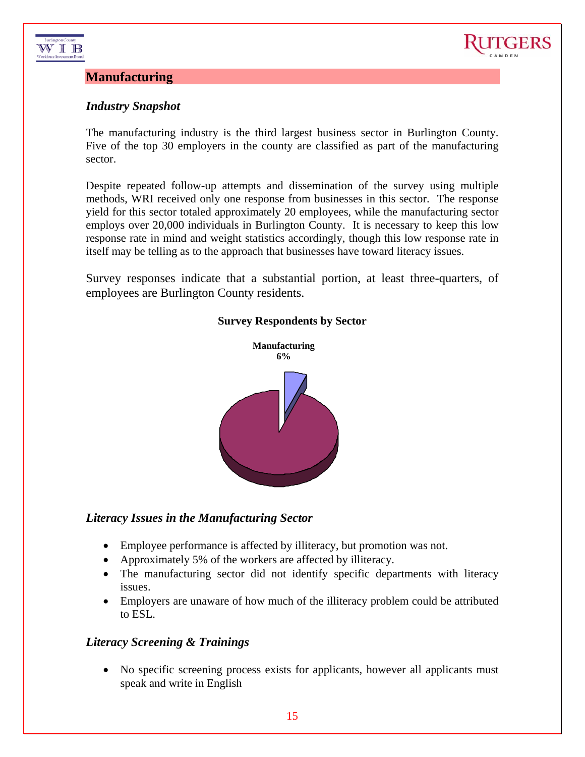## Manufacturing

### *Industry Snapshot*

The manufacturing industry is the third largest business sector in Burlington County. Five of the top 30 employers in the county are classified as part of the manufacturing sector.

Despite repeated follow-up attempts and dissemination of the survey using multiple methods, WRI received only one response from businesses in this sector. The response yield for this sector totaled approximately 20 employees, while the manufacturing sector employs over 20,000 individuals in Burlington County. It is necessary to keep this low response rate in mind and weight statistics accordingly, though this low response rate in itself may be telling as to the approach that businesses have toward literacy issues.

Survey responses indicate that a substantial portion, at least three-quarters, of employees are Burlington County residents.

**Survey Respondents by Sector**

Manufacturing
6%

### *Literacy Issues in the Manufacturing Sector*

- Employee performance is affected by illiteracy, but promotion was not.
- Approximately 5% of the workers are affected by illiteracy.
- The manufacturing sector did not identify specific departments with literacy issues.
- Employers are unaware of how much of the illiteracy problem could be attributed to ESL.

### *Literacy Screening & Trainings*

- No specific screening process exists for applicants, however all applicants must speak and write in English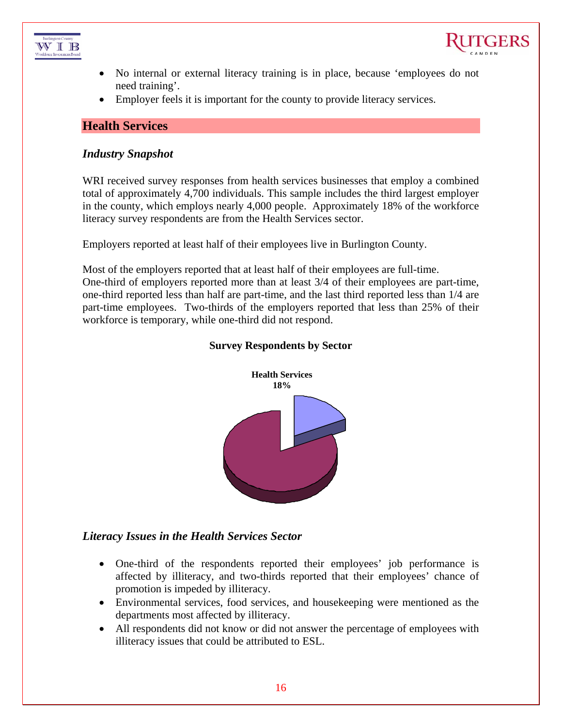- No internal or external literacy training is in place, because ‘employees do not need training’.
- Employer feels it is important for the county to provide literacy services.

## Health Services

### *Industry Snapshot*

WRI received survey responses from health services businesses that employ a combined total of approximately 4,700 individuals. This sample includes the third largest employer in the county, which employs nearly 4,000 people. Approximately 18% of the workforce literacy survey respondents are from the Health Services sector.

Employers reported at least half of their employees live in Burlington County.

Most of the employers reported that at least half of their employees are full-time. One-third of employers reported more than at least 3/4 of their employees are part-time, one-third reported less than half are part-time, and the last third reported less than 1/4 are part-time employees. Two-thirds of the employers reported that less than 25% of their workforce is temporary, while one-third did not respond.

**Survey Respondents by Sector**

Health Services
18%

### *Literacy Issues in the Health Services Sector*

- One-third of the respondents reported their employees’ job performance is affected by illiteracy, and two-thirds reported that their employees’ chance of promotion is impeded by illiteracy.
- Environmental services, food services, and housekeeping were mentioned as the departments most affected by illiteracy.
- All respondents did not know or did not answer the percentage of employees with illiteracy issues that could be attributed to ESL.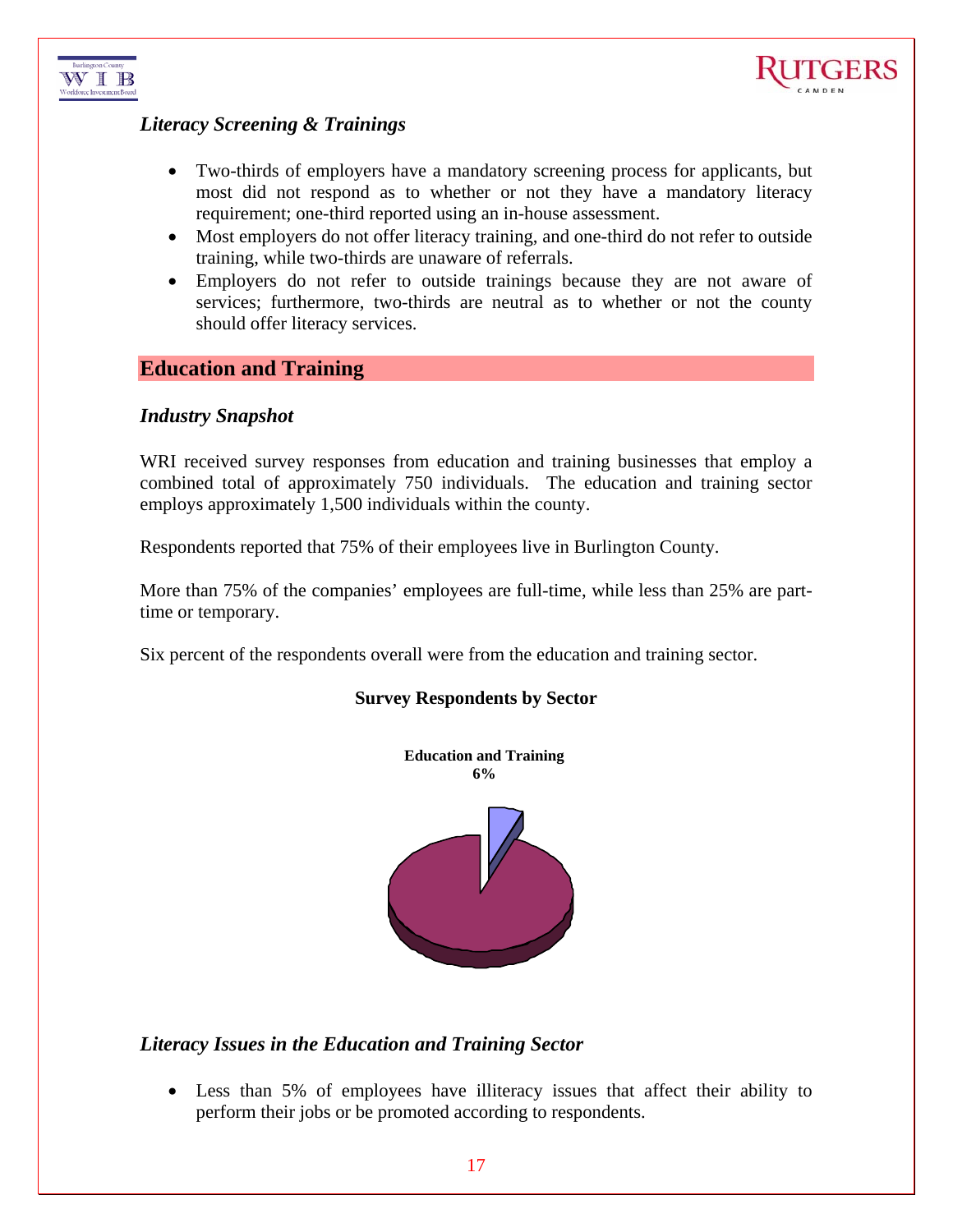### *Literacy Screening & Trainings*

- Two-thirds of employers have a mandatory screening process for applicants, but most did not respond as to whether or not they have a mandatory literacy requirement; one-third reported using an in-house assessment.
- Most employers do not offer literacy training, and one-third do not refer to outside training, while two-thirds are unaware of referrals.
- Employers do not refer to outside trainings because they are not aware of services; furthermore, two-thirds are neutral as to whether or not the county should offer literacy services.

## Education and Training

### *Industry Snapshot*

WRI received survey responses from education and training businesses that employ a combined total of approximately 750 individuals. The education and training sector employs approximately 1,500 individuals within the county.

Respondents reported that 75% of their employees live in Burlington County.

More than 75% of the companies' employees are full-time, while less than 25% are part-time or temporary.

Six percent of the respondents overall were from the education and training sector.

**Survey Respondents by Sector**

Education and Training
6%

### *Literacy Issues in the Education and Training Sector*

- Less than 5% of employees have illiteracy issues that affect their ability to perform their jobs or be promoted according to respondents.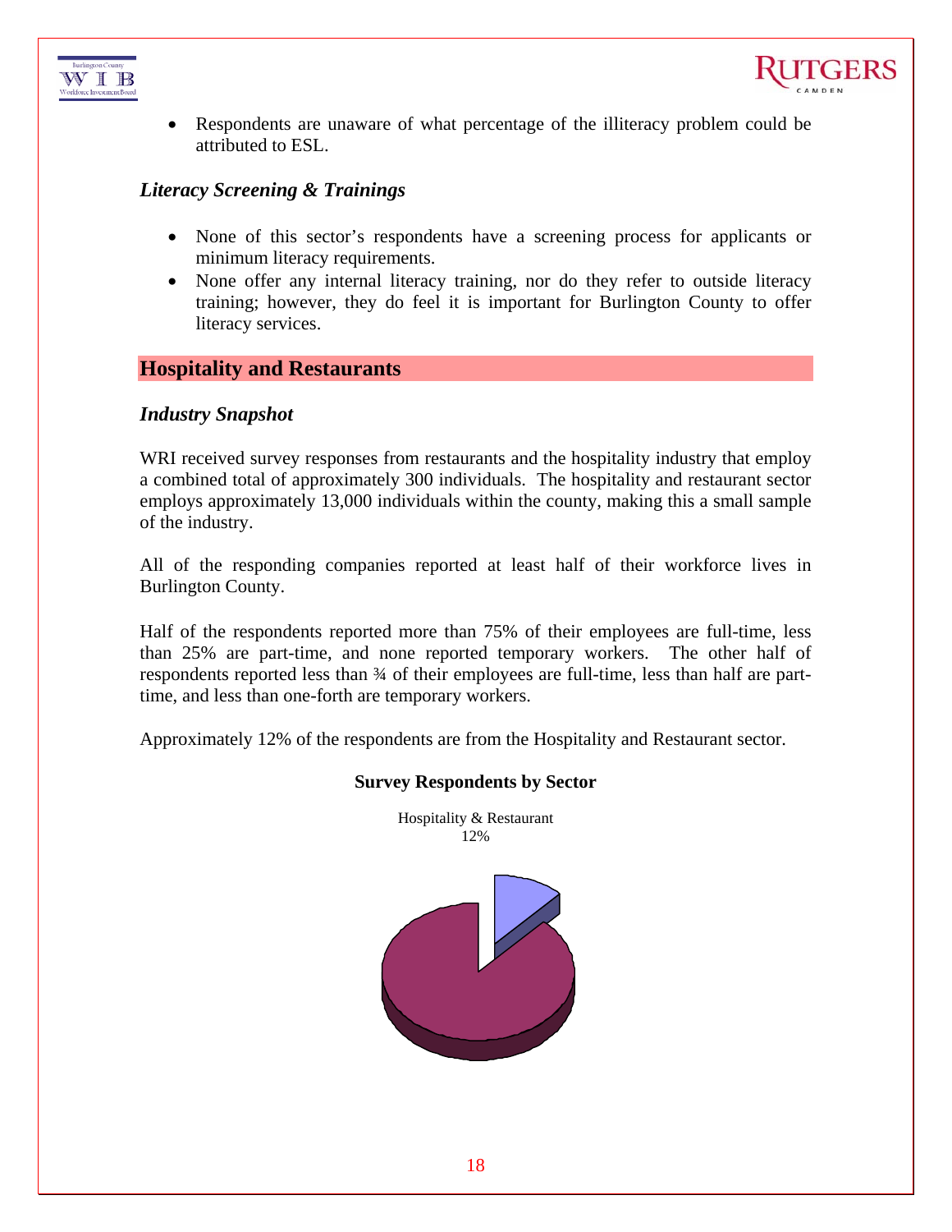- Respondents are unaware of what percentage of the illiteracy problem could be attributed to ESL.

### *Literacy Screening & Trainings*

- None of this sector's respondents have a screening process for applicants or minimum literacy requirements.
- None offer any internal literacy training, nor do they refer to outside literacy training; however, they do feel it is important for Burlington County to offer literacy services.

## Hospitality and Restaurants

### *Industry Snapshot*

WRI received survey responses from restaurants and the hospitality industry that employ a combined total of approximately 300 individuals. The hospitality and restaurant sector employs approximately 13,000 individuals within the county, making this a small sample of the industry.

All of the responding companies reported at least half of their workforce lives in Burlington County.

Half of the respondents reported more than 75% of their employees are full-time, less than 25% are part-time, and none reported temporary workers. The other half of respondents reported less than ¾ of their employees are full-time, less than half are part-time, and less than one-forth are temporary workers.

Approximately 12% of the respondents are from the Hospitality and Restaurant sector.

**Survey Respondents by Sector**

Hospitality & Restaurant
12%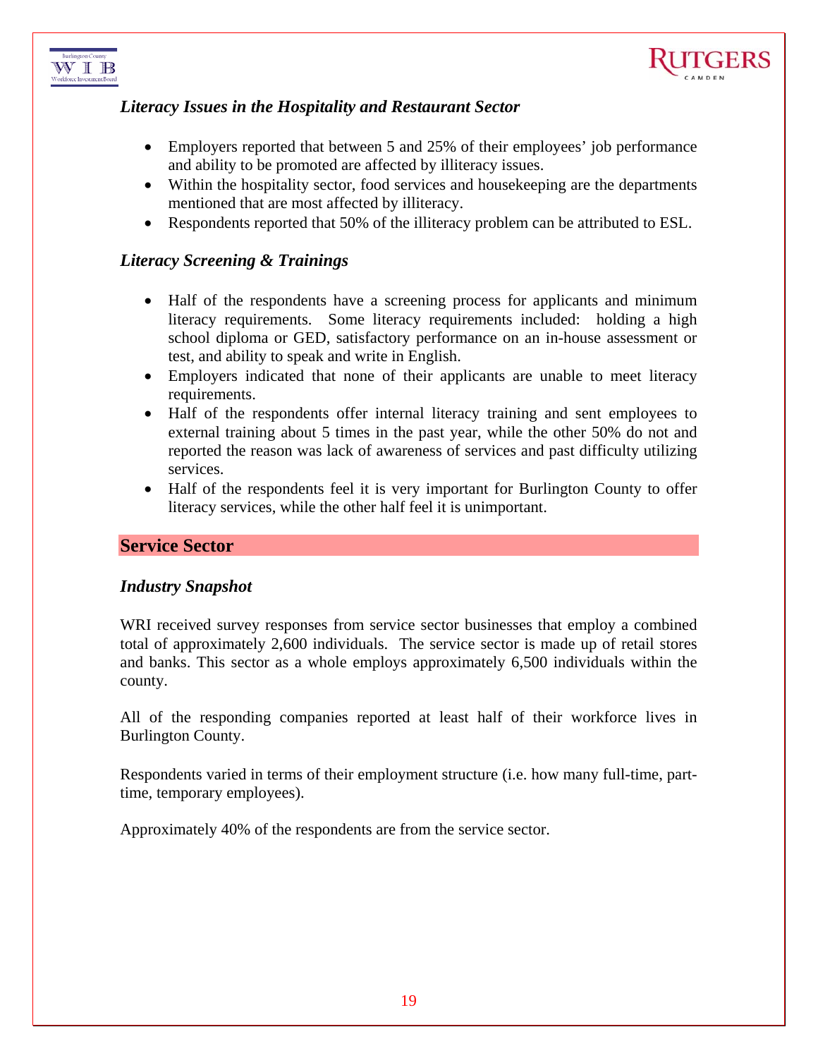### *Literacy Issues in the Hospitality and Restaurant Sector*

- Employers reported that between 5 and 25% of their employees' job performance and ability to be promoted are affected by illiteracy issues.
- Within the hospitality sector, food services and housekeeping are the departments mentioned that are most affected by illiteracy.
- Respondents reported that 50% of the illiteracy problem can be attributed to ESL.

### *Literacy Screening & Trainings*

- Half of the respondents have a screening process for applicants and minimum literacy requirements. Some literacy requirements included: holding a high school diploma or GED, satisfactory performance on an in-house assessment or test, and ability to speak and write in English.
- Employers indicated that none of their applicants are unable to meet literacy requirements.
- Half of the respondents offer internal literacy training and sent employees to external training about 5 times in the past year, while the other 50% do not and reported the reason was lack of awareness of services and past difficulty utilizing services.
- Half of the respondents feel it is very important for Burlington County to offer literacy services, while the other half feel it is unimportant.

## Service Sector

### *Industry Snapshot*

WRI received survey responses from service sector businesses that employ a combined total of approximately 2,600 individuals. The service sector is made up of retail stores and banks. This sector as a whole employs approximately 6,500 individuals within the county.

All of the responding companies reported at least half of their workforce lives in Burlington County.

Respondents varied in terms of their employment structure (i.e. how many full-time, part-time, temporary employees).

Approximately 40% of the respondents are from the service sector.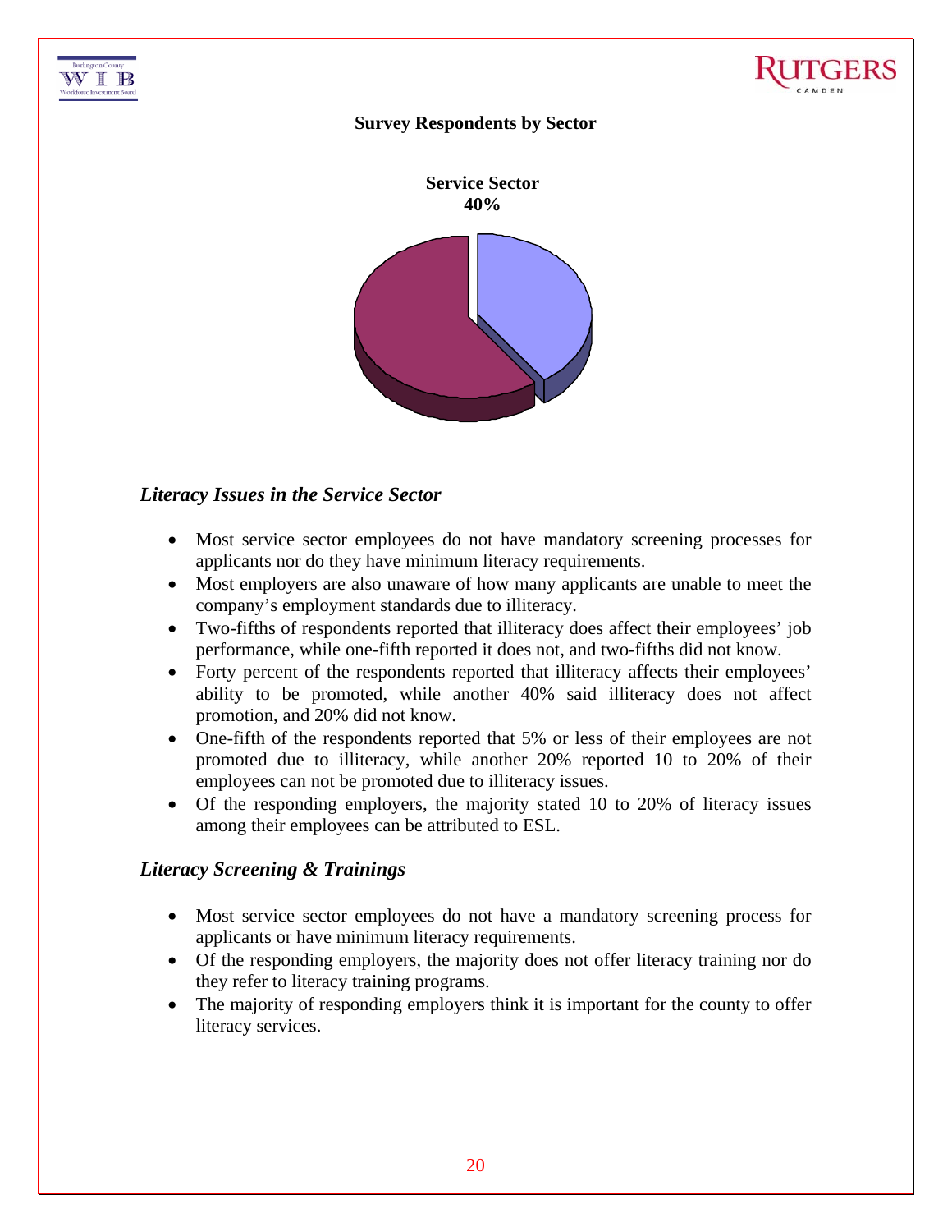**Survey Respondents by Sector**

Service Sector
40%

## *Literacy Issues in the Service Sector*

- Most service sector employees do not have mandatory screening processes for applicants nor do they have minimum literacy requirements.
- Most employers are also unaware of how many applicants are unable to meet the company's employment standards due to illiteracy.
- Two-fifths of respondents reported that illiteracy does affect their employees' job performance, while one-fifth reported it does not, and two-fifths did not know.
- Forty percent of the respondents reported that illiteracy affects their employees' ability to be promoted, while another 40% said illiteracy does not affect promotion, and 20% did not know.
- One-fifth of the respondents reported that 5% or less of their employees are not promoted due to illiteracy, while another 20% reported 10 to 20% of their employees can not be promoted due to illiteracy issues.
- Of the responding employers, the majority stated 10 to 20% of literacy issues among their employees can be attributed to ESL.

## *Literacy Screening & Trainings*

- Most service sector employees do not have a mandatory screening process for applicants or have minimum literacy requirements.
- Of the responding employers, the majority does not offer literacy training nor do they refer to literacy training programs.
- The majority of responding employers think it is important for the county to offer literacy services.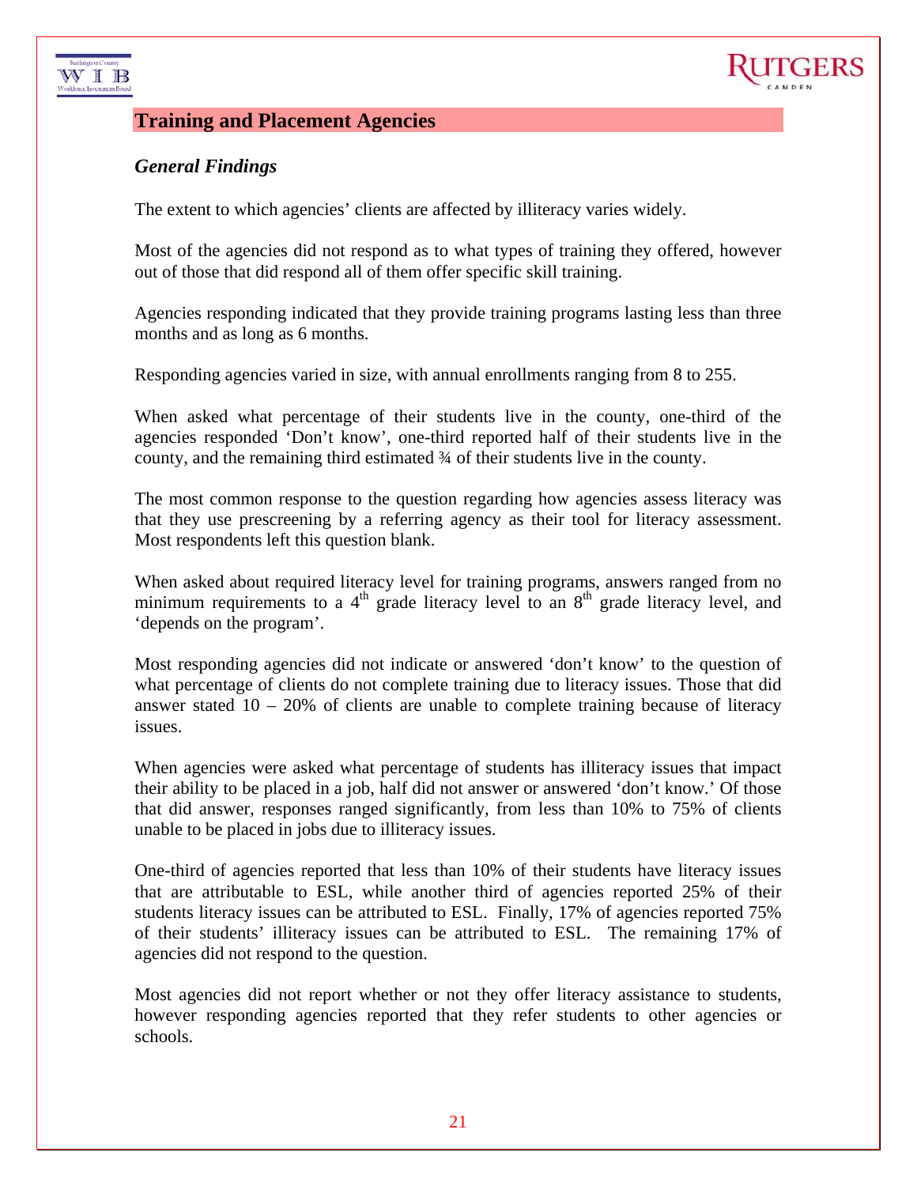## Training and Placement Agencies

### *General Findings*

The extent to which agencies' clients are affected by illiteracy varies widely.

Most of the agencies did not respond as to what types of training they offered, however out of those that did respond all of them offer specific skill training.

Agencies responding indicated that they provide training programs lasting less than three months and as long as 6 months.

Responding agencies varied in size, with annual enrollments ranging from 8 to 255.

When asked what percentage of their students live in the county, one-third of the agencies responded 'Don't know', one-third reported half of their students live in the county, and the remaining third estimated ¾ of their students live in the county.

The most common response to the question regarding how agencies assess literacy was that they use prescreening by a referring agency as their tool for literacy assessment. Most respondents left this question blank.

When asked about required literacy level for training programs, answers ranged from no minimum requirements to a 4th grade literacy level to an 8th grade literacy level, and 'depends on the program'.

Most responding agencies did not indicate or answered 'don't know' to the question of what percentage of clients do not complete training due to literacy issues. Those that did answer stated 10 – 20% of clients are unable to complete training because of literacy issues.

When agencies were asked what percentage of students has illiteracy issues that impact their ability to be placed in a job, half did not answer or answered 'don't know.' Of those that did answer, responses ranged significantly, from less than 10% to 75% of clients unable to be placed in jobs due to illiteracy issues.

One-third of agencies reported that less than 10% of their students have literacy issues that are attributable to ESL, while another third of agencies reported 25% of their students literacy issues can be attributed to ESL. Finally, 17% of agencies reported 75% of their students' illiteracy issues can be attributed to ESL. The remaining 17% of agencies did not respond to the question.

Most agencies did not report whether or not they offer literacy assistance to students, however responding agencies reported that they refer students to other agencies or schools.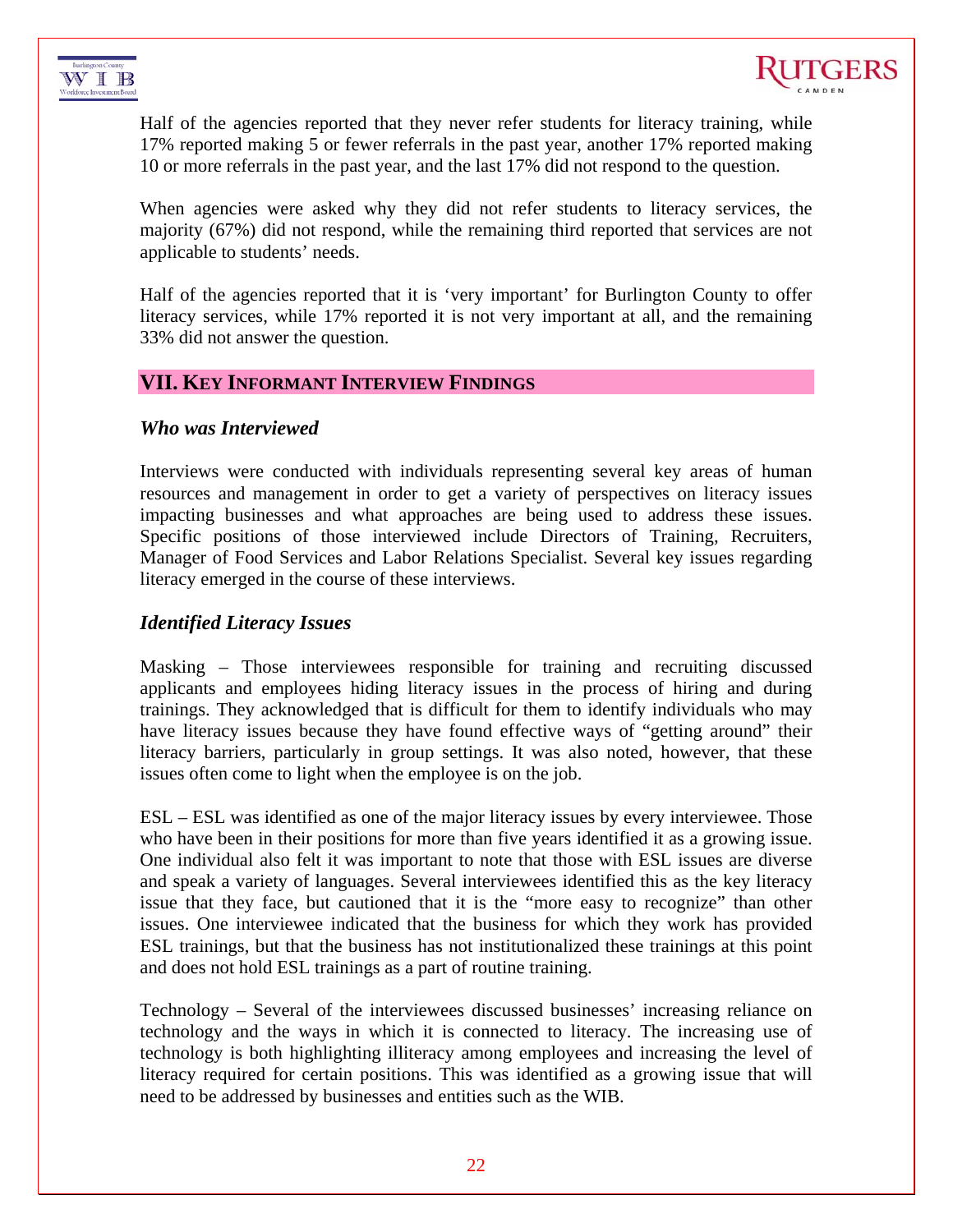Half of the agencies reported that they never refer students for literacy training, while 17% reported making 5 or fewer referrals in the past year, another 17% reported making 10 or more referrals in the past year, and the last 17% did not respond to the question.

When agencies were asked why they did not refer students to literacy services, the majority (67%) did not respond, while the remaining third reported that services are not applicable to students' needs.

Half of the agencies reported that it is 'very important' for Burlington County to offer literacy services, while 17% reported it is not very important at all, and the remaining 33% did not answer the question.

## VII. KEY INFORMANT INTERVIEW FINDINGS

### *Who was Interviewed*

Interviews were conducted with individuals representing several key areas of human resources and management in order to get a variety of perspectives on literacy issues impacting businesses and what approaches are being used to address these issues. Specific positions of those interviewed include Directors of Training, Recruiters, Manager of Food Services and Labor Relations Specialist. Several key issues regarding literacy emerged in the course of these interviews.

### *Identified Literacy Issues*

Masking – Those interviewees responsible for training and recruiting discussed applicants and employees hiding literacy issues in the process of hiring and during trainings. They acknowledged that is difficult for them to identify individuals who may have literacy issues because they have found effective ways of "getting around" their literacy barriers, particularly in group settings. It was also noted, however, that these issues often come to light when the employee is on the job.

ESL – ESL was identified as one of the major literacy issues by every interviewee. Those who have been in their positions for more than five years identified it as a growing issue. One individual also felt it was important to note that those with ESL issues are diverse and speak a variety of languages. Several interviewees identified this as the key literacy issue that they face, but cautioned that it is the "more easy to recognize" than other issues. One interviewee indicated that the business for which they work has provided ESL trainings, but that the business has not institutionalized these trainings at this point and does not hold ESL trainings as a part of routine training.

Technology – Several of the interviewees discussed businesses' increasing reliance on technology and the ways in which it is connected to literacy. The increasing use of technology is both highlighting illiteracy among employees and increasing the level of literacy required for certain positions. This was identified as a growing issue that will need to be addressed by businesses and entities such as the WIB.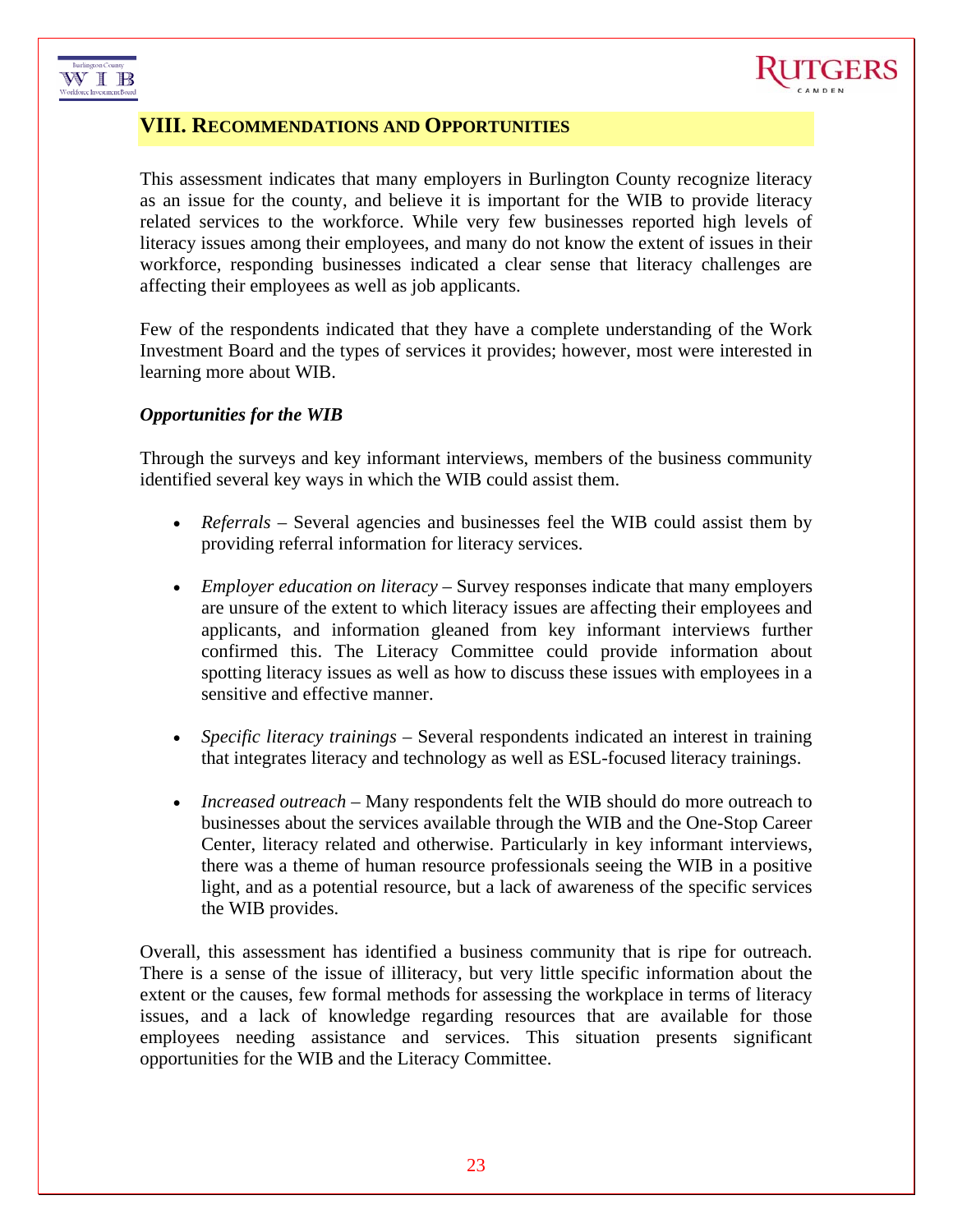## VIII. Recommendations and Opportunities

This assessment indicates that many employers in Burlington County recognize literacy as an issue for the county, and believe it is important for the WIB to provide literacy related services to the workforce. While very few businesses reported high levels of literacy issues among their employees, and many do not know the extent of issues in their workforce, responding businesses indicated a clear sense that literacy challenges are affecting their employees as well as job applicants.

Few of the respondents indicated that they have a complete understanding of the Work Investment Board and the types of services it provides; however, most were interested in learning more about WIB.

***Opportunities for the WIB***

Through the surveys and key informant interviews, members of the business community identified several key ways in which the WIB could assist them.

- *Referrals* – Several agencies and businesses feel the WIB could assist them by providing referral information for literacy services.
- *Employer education on literacy* – Survey responses indicate that many employers are unsure of the extent to which literacy issues are affecting their employees and applicants, and information gleaned from key informant interviews further confirmed this. The Literacy Committee could provide information about spotting literacy issues as well as how to discuss these issues with employees in a sensitive and effective manner.
- *Specific literacy trainings* – Several respondents indicated an interest in training that integrates literacy and technology as well as ESL-focused literacy trainings.
- *Increased outreach* – Many respondents felt the WIB should do more outreach to businesses about the services available through the WIB and the One-Stop Career Center, literacy related and otherwise. Particularly in key informant interviews, there was a theme of human resource professionals seeing the WIB in a positive light, and as a potential resource, but a lack of awareness of the specific services the WIB provides.

Overall, this assessment has identified a business community that is ripe for outreach. There is a sense of the issue of illiteracy, but very little specific information about the extent or the causes, few formal methods for assessing the workplace in terms of literacy issues, and a lack of knowledge regarding resources that are available for those employees needing assistance and services. This situation presents significant opportunities for the WIB and the Literacy Committee.